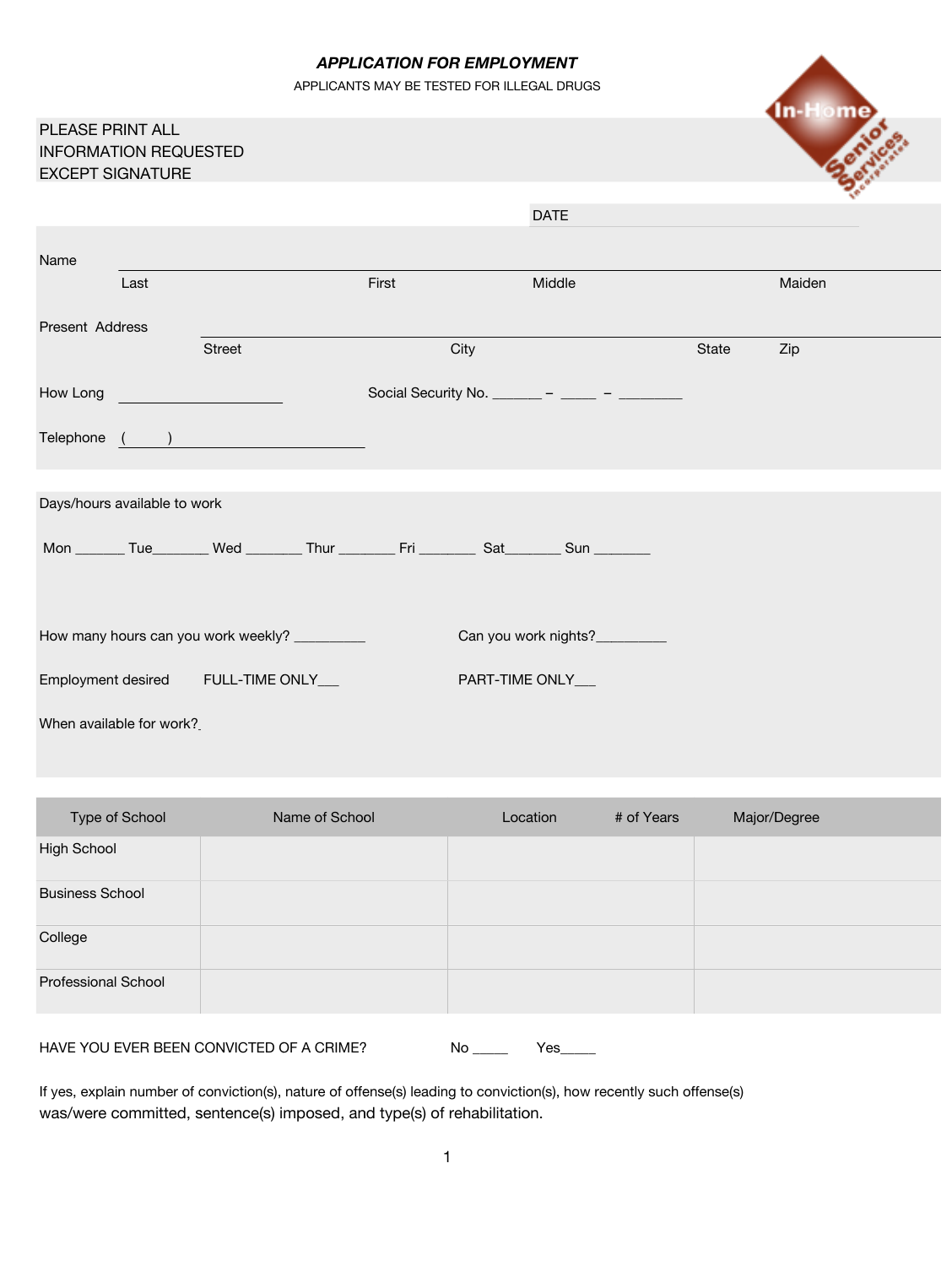# *APPLICATION FOR EMPLOYMENT*

APPLICANTS MAY BE TESTED FOR ILLEGAL DRUGS

PLEASE PRINT ALL
INFORMATION REQUESTED
EXCEPT SIGNATURE

DATE

Name
Last First Middle Maiden

Present Address
Street City State Zip

How Long ____________________ Social Security No. ______ – _____ – ________

Telephone ( ) ______________________

Days/hours available to work

Mon ______ Tue_______ Wed _______ Thur _______ Fri _______ Sat_______ Sun _______

How many hours can you work weekly? _________ Can you work nights?_________

Employment desired FULL-TIME ONLY___ PART-TIME ONLY___

When available for work?

| Type of School | Name of School | Location | # of Years | Major/Degree |
|---|---|---|---|---|
| High School | | | | |
| Business School | | | | |
| College | | | | |
| Professional School | | | | |

HAVE YOU EVER BEEN CONVICTED OF A CRIME? No _____ Yes_____

If yes, explain number of conviction(s), nature of offense(s) leading to conviction(s), how recently such offense(s) was/were committed, sentence(s) imposed, and type(s) of rehabilitation.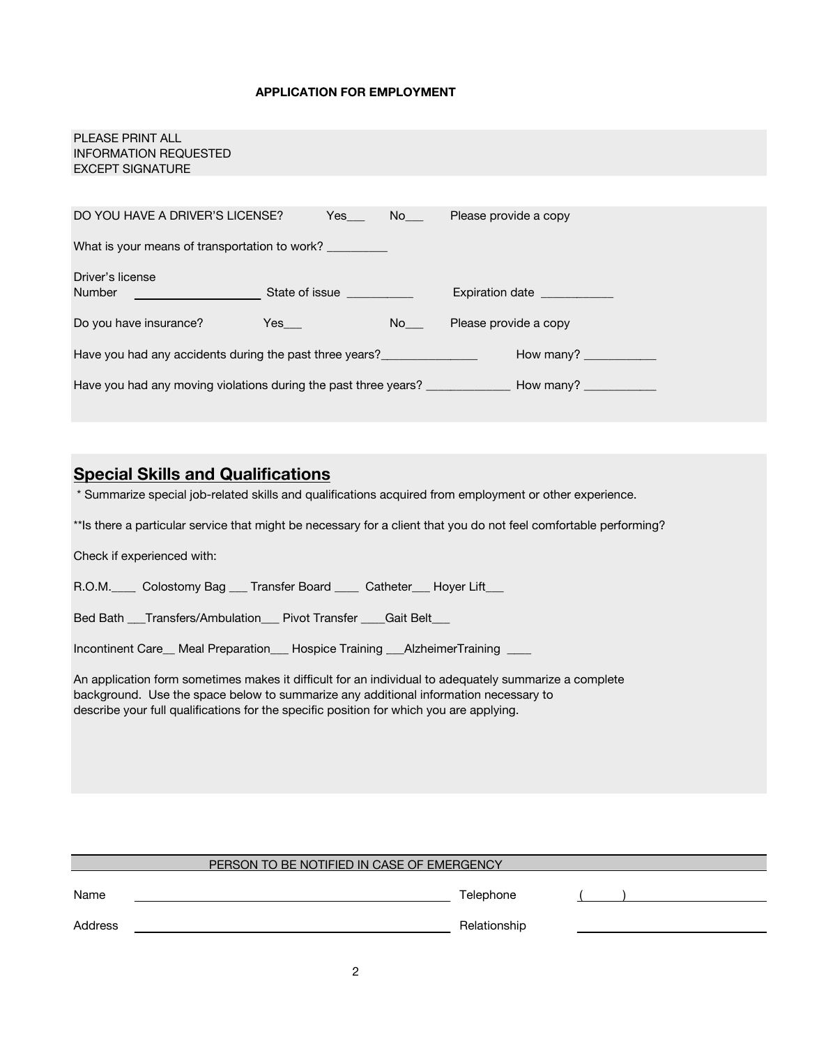**APPLICATION FOR EMPLOYMENT**

PLEASE PRINT ALL
INFORMATION REQUESTED
EXCEPT SIGNATURE

DO YOU HAVE A DRIVER'S LICENSE? Yes___ No___ Please provide a copy

What is your means of transportation to work? _________

Driver's license
Number ____________________ State of issue __________ Expiration date ___________

Do you have insurance? Yes___ No___ Please provide a copy

Have you had any accidents during the past three years?_______________ How many? ___________

Have you had any moving violations during the past three years? _____________ How many? ___________

## Special Skills and Qualifications

\* Summarize special job-related skills and qualifications acquired from employment or other experience.

**Is there a particular service that might be necessary for a client that you do not feel comfortable performing?

Check if experienced with:

R.O.M.____ Colostomy Bag ___ Transfer Board ____ Catheter___ Hoyer Lift___

Bed Bath ___Transfers/Ambulation___ Pivot Transfer ____Gait Belt___

Incontinent Care__ Meal Preparation___ Hospice Training ___AlzheimerTraining ____

An application form sometimes makes it difficult for an individual to adequately summarize a complete background. Use the space below to summarize any additional information necessary to describe your full qualifications for the specific position for which you are applying.

PERSON TO BE NOTIFIED IN CASE OF EMERGENCY

Name ______________________________ Telephone ( ) ______________

Address ______________________________ Relationship ______________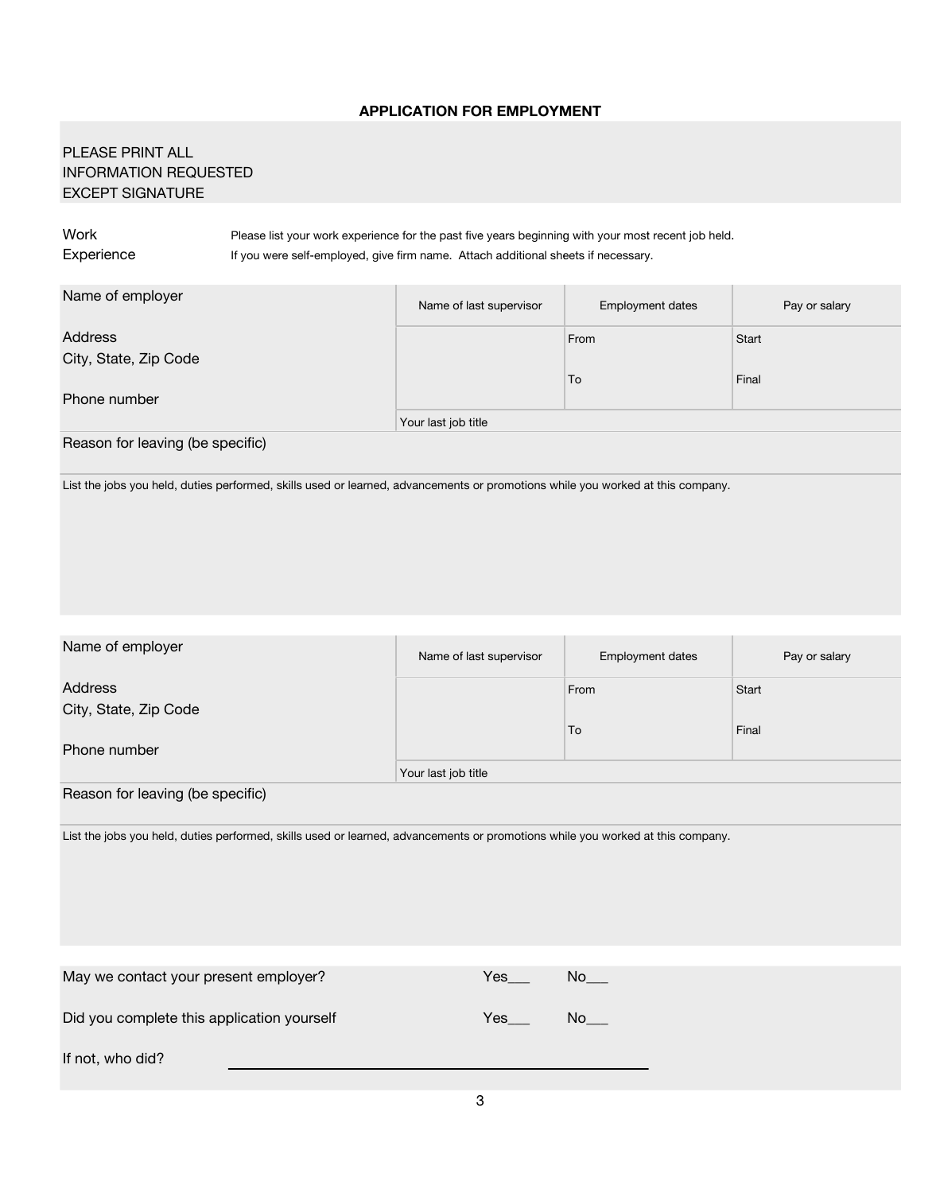**APPLICATION FOR EMPLOYMENT**

PLEASE PRINT ALL
INFORMATION REQUESTED
EXCEPT SIGNATURE

Work Experience

Please list your work experience for the past five years beginning with your most recent job held.
If you were self-employed, give firm name. Attach additional sheets if necessary.

| Name of employer | Name of last supervisor | Employment dates | Pay or salary |
|---|---|---|---|
| Address<br>City, State, Zip Code<br><br>Phone number | | From<br><br>To | Start<br><br>Final |
| | Your last job title | | |
| Reason for leaving (be specific) | | | |
| List the jobs you held, duties performed, skills used or learned, advancements or promotions while you worked at this company. | | | |

| Name of employer | Name of last supervisor | Employment dates | Pay or salary |
|---|---|---|---|
| Address<br>City, State, Zip Code<br><br>Phone number | | From<br><br>To | Start<br><br>Final |
| | Your last job title | | |
| Reason for leaving (be specific) | | | |
| List the jobs you held, duties performed, skills used or learned, advancements or promotions while you worked at this company. | | | |

May we contact your present employer? Yes___ No___

Did you complete this application yourself Yes___ No___

If not, who did? ______________________________________________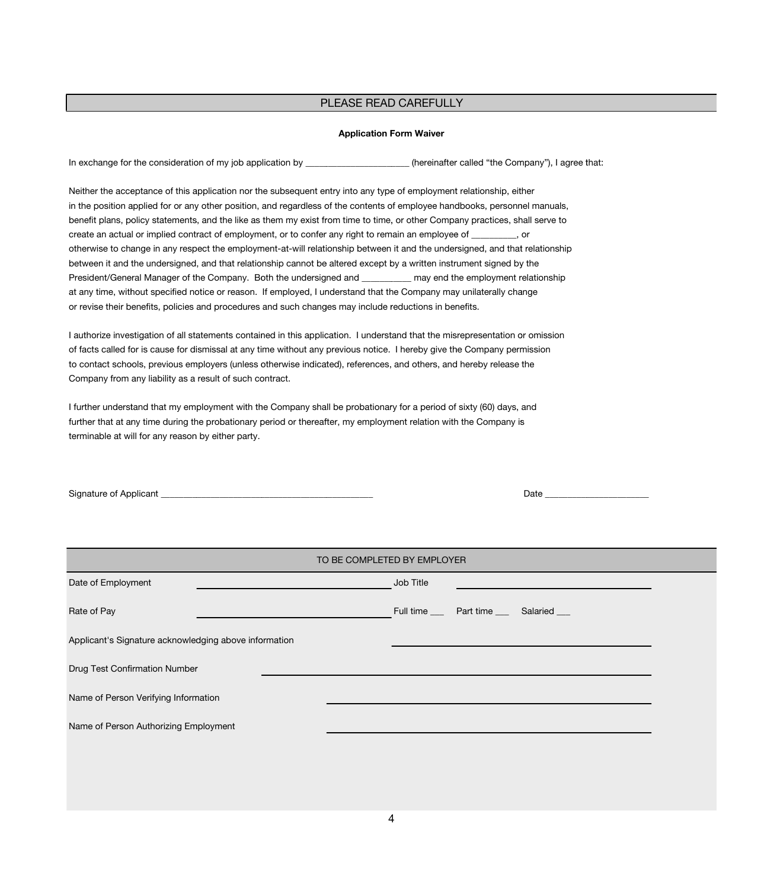## PLEASE READ CAREFULLY

**Application Form Waiver**

In exchange for the consideration of my job application by ____________________ (hereinafter called "the Company"), I agree that:

Neither the acceptance of this application nor the subsequent entry into any type of employment relationship, either in the position applied for or any other position, and regardless of the contents of employee handbooks, personnel manuals, benefit plans, policy statements, and the like as them my exist from time to time, or other Company practices, shall serve to create an actual or implied contract of employment, or to confer any right to remain an employee of _________, or otherwise to change in any respect the employment-at-will relationship between it and the undersigned, and that relationship between it and the undersigned, and that relationship cannot be altered except by a written instrument signed by the President/General Manager of the Company. Both the undersigned and __________ may end the employment relationship at any time, without specified notice or reason. If employed, I understand that the Company may unilaterally change or revise their benefits, policies and procedures and such changes may include reductions in benefits.

I authorize investigation of all statements contained in this application. I understand that the misrepresentation or omission of facts called for is cause for dismissal at any time without any previous notice. I hereby give the Company permission to contact schools, previous employers (unless otherwise indicated), references, and others, and hereby release the Company from any liability as a result of such contract.

I further understand that my employment with the Company shall be probationary for a period of sixty (60) days, and further that at any time during the probationary period or thereafter, my employment relation with the Company is terminable at will for any reason by either party.

Signature of Applicant ____________________________________________ Date ____________________

## TO BE COMPLETED BY EMPLOYER

Date of Employment ______________________________ Job Title ______________________________

Rate of Pay ______________________________ Full time ___ Part time ___ Salaried ___

Applicant's Signature acknowledging above information ______________________________

Drug Test Confirmation Number ______________________________

Name of Person Verifying Information ______________________________

Name of Person Authorizing Employment ______________________________